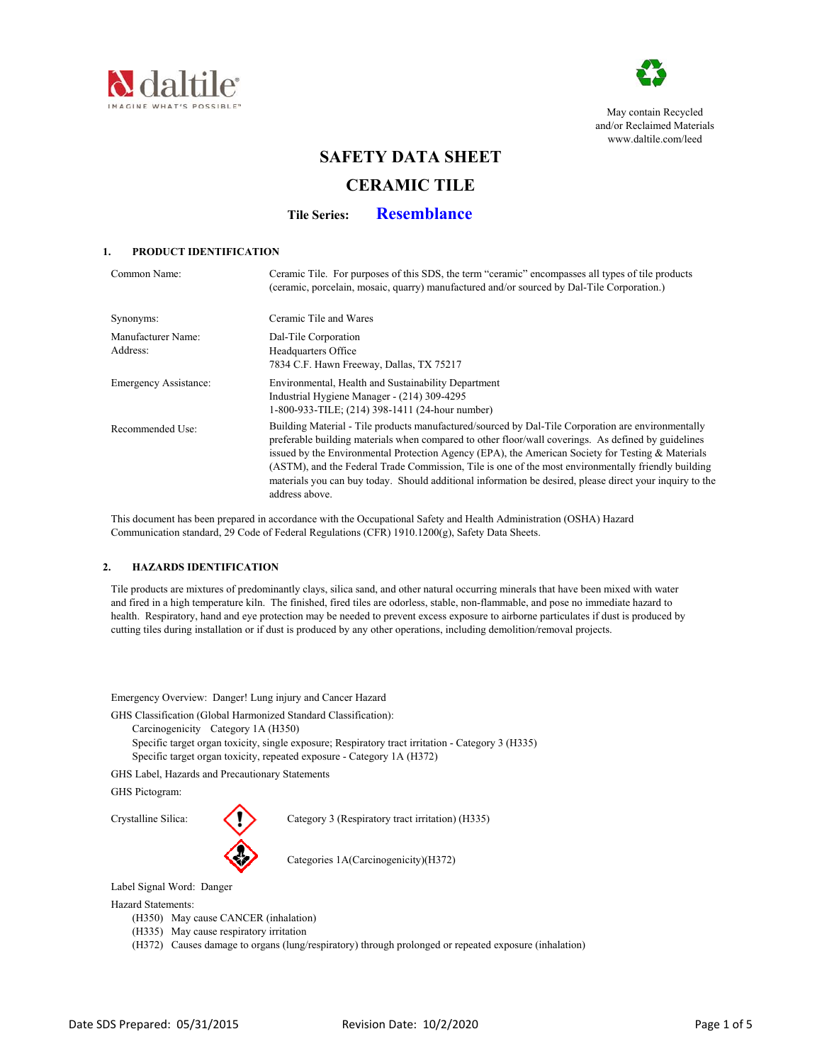daltile
IMAGINE WHAT'S POSSIBLE

May contain Recycled and/or Reclaimed Materials
www.daltile.com/leed

# SAFETY DATA SHEET

# CERAMIC TILE

**Tile Series: Resemblance**

## 1. PRODUCT IDENTIFICATION

| | |
|---|---|
| Common Name: | Ceramic Tile. For purposes of this SDS, the term "ceramic" encompasses all types of tile products (ceramic, porcelain, mosaic, quarry) manufactured and/or sourced by Dal-Tile Corporation.) |
| Synonyms: | Ceramic Tile and Wares |
| Manufacturer Name: Address: | Dal-Tile Corporation<br>Headquarters Office<br>7834 C.F. Hawn Freeway, Dallas, TX 75217 |
| Emergency Assistance: | Environmental, Health and Sustainability Department<br>Industrial Hygiene Manager - (214) 309-4295<br>1-800-933-TILE; (214) 398-1411 (24-hour number) |
| Recommended Use: | Building Material - Tile products manufactured/sourced by Dal-Tile Corporation are environmentally preferable building materials when compared to other floor/wall coverings. As defined by guidelines issued by the Environmental Protection Agency (EPA), the American Society for Testing & Materials (ASTM), and the Federal Trade Commission, Tile is one of the most environmentally friendly building materials you can buy today. Should additional information be desired, please direct your inquiry to the address above. |

This document has been prepared in accordance with the Occupational Safety and Health Administration (OSHA) Hazard Communication standard, 29 Code of Federal Regulations (CFR) 1910.1200(g), Safety Data Sheets.

## 2. HAZARDS IDENTIFICATION

Tile products are mixtures of predominantly clays, silica sand, and other natural occurring minerals that have been mixed with water and fired in a high temperature kiln. The finished, fired tiles are odorless, stable, non-flammable, and pose no immediate hazard to health. Respiratory, hand and eye protection may be needed to prevent excess exposure to airborne particulates if dust is produced by cutting tiles during installation or if dust is produced by any other operations, including demolition/removal projects.

Emergency Overview: Danger! Lung injury and Cancer Hazard

GHS Classification (Global Harmonized Standard Classification):

- Carcinogenicity Category 1A (H350)
- Specific target organ toxicity, single exposure; Respiratory tract irritation - Category 3 (H335)
- Specific target organ toxicity, repeated exposure - Category 1A (H372)

GHS Label, Hazards and Precautionary Statements

GHS Pictogram:

Crystalline Silica:

- Category 3 (Respiratory tract irritation) (H335)
- Categories 1A(Carcinogenicity)(H372)

Label Signal Word: Danger

Hazard Statements:

- (H350) May cause CANCER (inhalation)
- (H335) May cause respiratory irritation
- (H372) Causes damage to organs (lung/respiratory) through prolonged or repeated exposure (inhalation)

Date SDS Prepared: 05/31/2015 Revision Date: 10/2/2020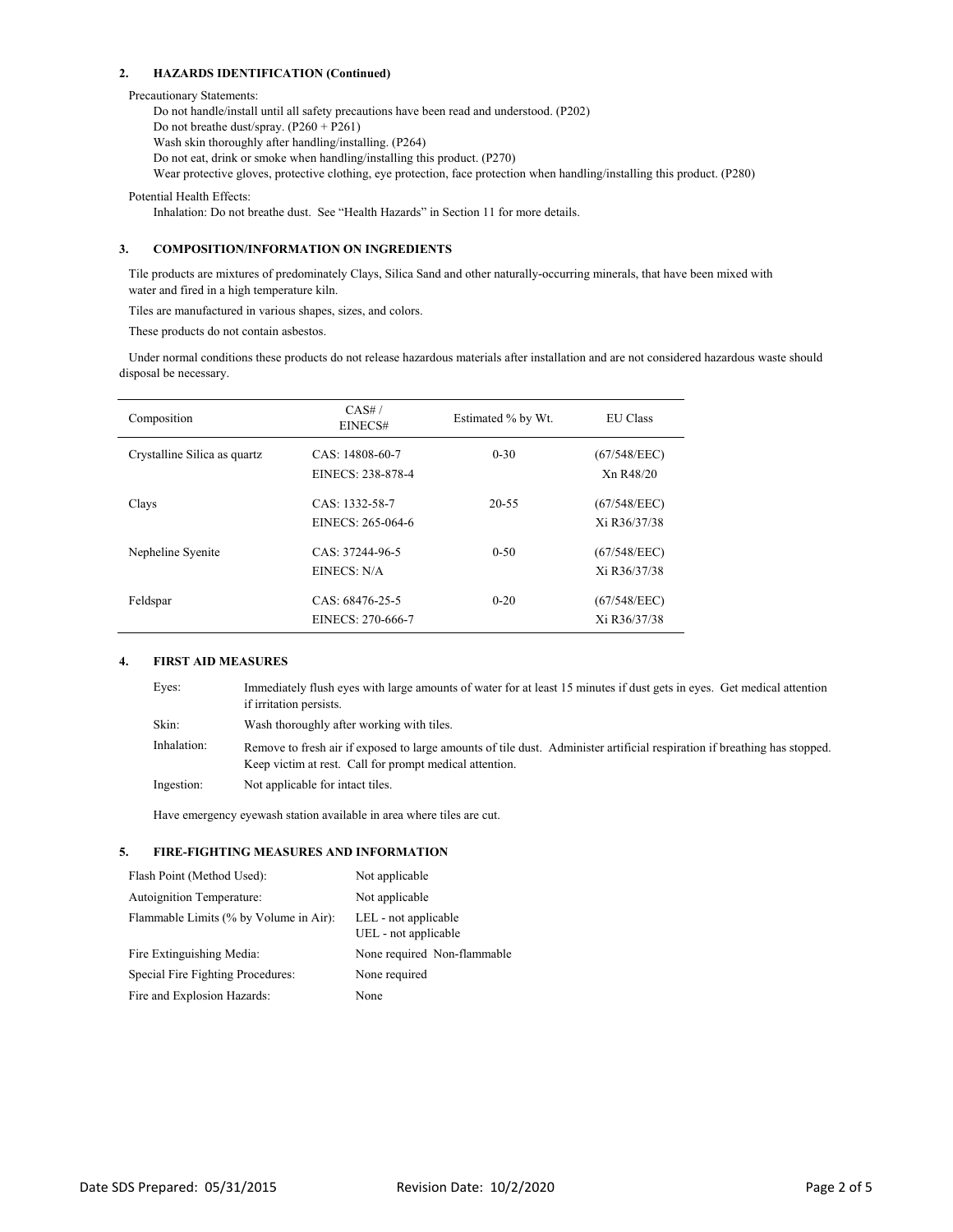## 2. HAZARDS IDENTIFICATION (Continued)

Precautionary Statements:

Do not handle/install until all safety precautions have been read and understood. (P202)
Do not breathe dust/spray. (P260 + P261)
Wash skin thoroughly after handling/installing. (P264)
Do not eat, drink or smoke when handling/installing this product. (P270)
Wear protective gloves, protective clothing, eye protection, face protection when handling/installing this product. (P280)

Potential Health Effects:

Inhalation: Do not breathe dust. See "Health Hazards" in Section 11 for more details.

## 3. COMPOSITION/INFORMATION ON INGREDIENTS

Tile products are mixtures of predominately Clays, Silica Sand and other naturally-occurring minerals, that have been mixed with water and fired in a high temperature kiln.

Tiles are manufactured in various shapes, sizes, and colors.

These products do not contain asbestos.

Under normal conditions these products do not release hazardous materials after installation and are not considered hazardous waste should disposal be necessary.

| Composition | CAS# / EINECS# | Estimated % by Wt. | EU Class |
|---|---|---|---|
| Crystalline Silica as quartz | CAS: 14808-60-7<br>EINECS: 238-878-4 | 0-30 | (67/548/EEC)<br>Xn R48/20 |
| Clays | CAS: 1332-58-7<br>EINECS: 265-064-6 | 20-55 | (67/548/EEC)<br>Xi R36/37/38 |
| Nepheline Syenite | CAS: 37244-96-5<br>EINECS: N/A | 0-50 | (67/548/EEC)<br>Xi R36/37/38 |
| Feldspar | CAS: 68476-25-5<br>EINECS: 270-666-7 | 0-20 | (67/548/EEC)<br>Xi R36/37/38 |

## 4. FIRST AID MEASURES

| | |
|---|---|
| Eyes: | Immediately flush eyes with large amounts of water for at least 15 minutes if dust gets in eyes. Get medical attention if irritation persists. |
| Skin: | Wash thoroughly after working with tiles. |
| Inhalation: | Remove to fresh air if exposed to large amounts of tile dust. Administer artificial respiration if breathing has stopped. Keep victim at rest. Call for prompt medical attention. |
| Ingestion: | Not applicable for intact tiles. |

Have emergency eyewash station available in area where tiles are cut.

## 5. FIRE-FIGHTING MEASURES AND INFORMATION

| | |
|---|---|
| Flash Point (Method Used): | Not applicable |
| Autoignition Temperature: | Not applicable |
| Flammable Limits (% by Volume in Air): | LEL - not applicable<br>UEL - not applicable |
| Fire Extinguishing Media: | None required Non-flammable |
| Special Fire Fighting Procedures: | None required |
| Fire and Explosion Hazards: | None |

Date SDS Prepared: 05/31/2015 Revision Date: 10/2/2020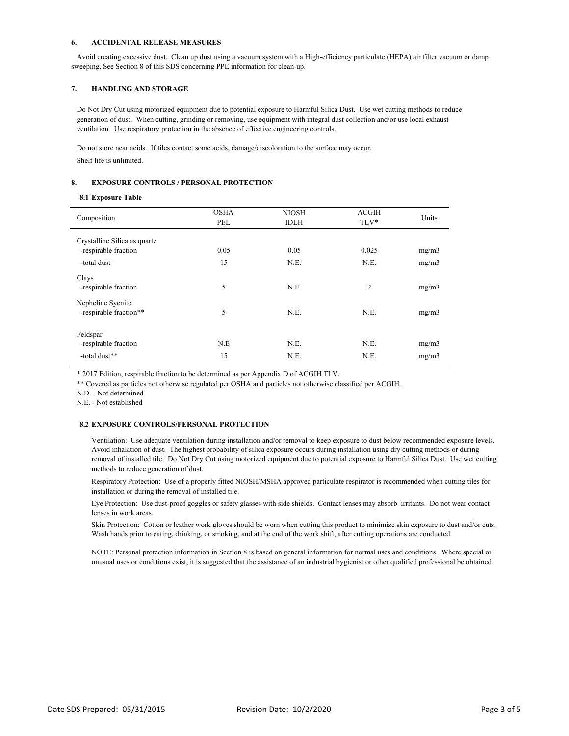## 6. ACCIDENTAL RELEASE MEASURES

Avoid creating excessive dust. Clean up dust using a vacuum system with a High-efficiency particulate (HEPA) air filter vacuum or damp sweeping. See Section 8 of this SDS concerning PPE information for clean-up.

## 7. HANDLING AND STORAGE

Do Not Dry Cut using motorized equipment due to potential exposure to Harmful Silica Dust. Use wet cutting methods to reduce generation of dust. When cutting, grinding or removing, use equipment with integral dust collection and/or use local exhaust ventilation. Use respiratory protection in the absence of effective engineering controls.

Do not store near acids. If tiles contact some acids, damage/discoloration to the surface may occur.

Shelf life is unlimited.

## 8. EXPOSURE CONTROLS / PERSONAL PROTECTION

### 8.1 Exposure Table

| Composition | OSHA PEL | NIOSH IDLH | ACGIH TLV* | Units |
|---|---|---|---|---|
| Crystalline Silica as quartz | | | | |
| -respirable fraction | 0.05 | 0.05 | 0.025 | mg/m3 |
| -total dust | 15 | N.E. | N.E. | mg/m3 |
| Clays | | | | |
| -respirable fraction | 5 | N.E. | 2 | mg/m3 |
| Nepheline Syenite | | | | |
| -respirable fraction** | 5 | N.E. | N.E. | mg/m3 |
| Feldspar | | | | |
| -respirable fraction | N.E | N.E. | N.E. | mg/m3 |
| -total dust** | 15 | N.E. | N.E. | mg/m3 |

* 2017 Edition, respirable fraction to be determined as per Appendix D of ACGIH TLV.

** Covered as particles not otherwise regulated per OSHA and particles not otherwise classified per ACGIH.

N.D. - Not determined

N.E. - Not established

### 8.2 EXPOSURE CONTROLS/PERSONAL PROTECTION

Ventilation: Use adequate ventilation during installation and/or removal to keep exposure to dust below recommended exposure levels. Avoid inhalation of dust. The highest probability of silica exposure occurs during installation using dry cutting methods or during removal of installed tile. Do Not Dry Cut using motorized equipment due to potential exposure to Harmful Silica Dust. Use wet cutting methods to reduce generation of dust.

Respiratory Protection: Use of a properly fitted NIOSH/MSHA approved particulate respirator is recommended when cutting tiles for installation or during the removal of installed tile.

Eye Protection: Use dust-proof goggles or safety glasses with side shields. Contact lenses may absorb irritants. Do not wear contact lenses in work areas.

Skin Protection: Cotton or leather work gloves should be worn when cutting this product to minimize skin exposure to dust and/or cuts. Wash hands prior to eating, drinking, or smoking, and at the end of the work shift, after cutting operations are conducted.

NOTE: Personal protection information in Section 8 is based on general information for normal uses and conditions. Where special or unusual uses or conditions exist, it is suggested that the assistance of an industrial hygienist or other qualified professional be obtained.

Date SDS Prepared: 05/31/2015 Revision Date: 10/2/2020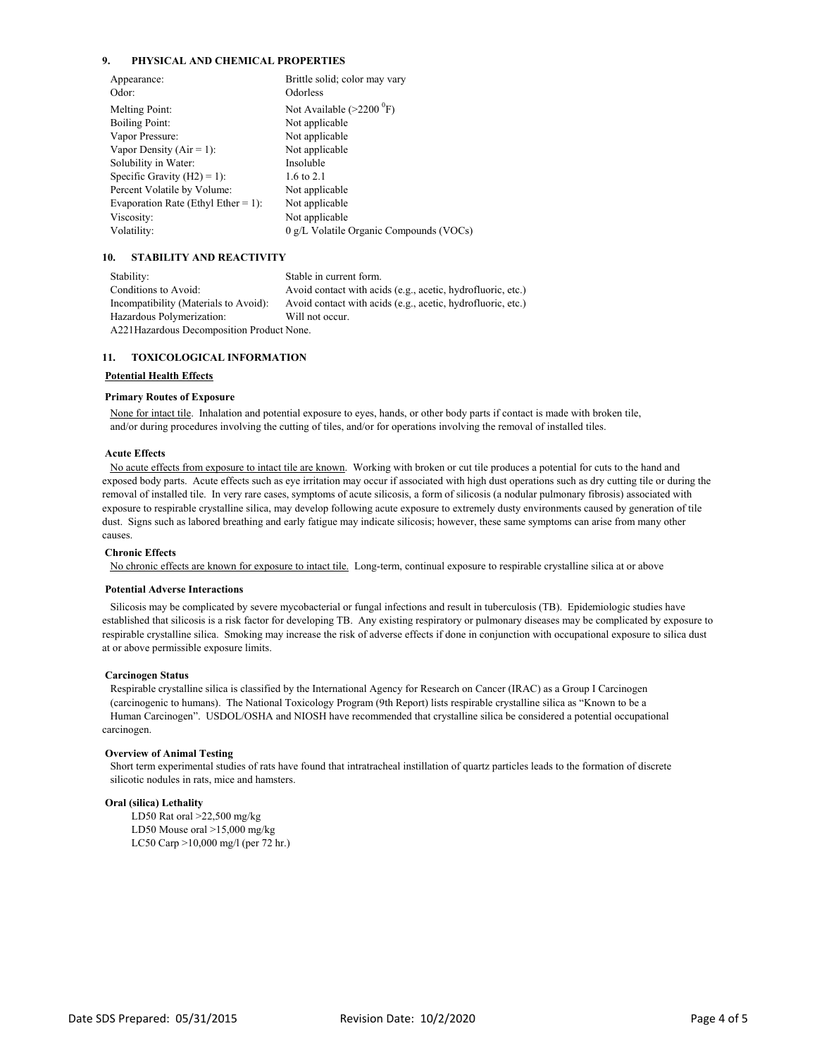## 9. PHYSICAL AND CHEMICAL PROPERTIES

| | |
|---|---|
| Appearance: | Brittle solid; color may vary |
| Odor: | Odorless |
| Melting Point: | Not Available (>2200 $^{0}$F) |
| Boiling Point: | Not applicable |
| Vapor Pressure: | Not applicable |
| Vapor Density (Air = 1): | Not applicable |
| Solubility in Water: | Insoluble |
| Specific Gravity (H2) = 1): | 1.6 to 2.1 |
| Percent Volatile by Volume: | Not applicable |
| Evaporation Rate (Ethyl Ether = 1): | Not applicable |
| Viscosity: | Not applicable |
| Volatility: | 0 g/L Volatile Organic Compounds (VOCs) |

## 10. STABILITY AND REACTIVITY

| | |
|---|---|
| Stability: | Stable in current form. |
| Conditions to Avoid: | Avoid contact with acids (e.g., acetic, hydrofluoric, etc.) |
| Incompatibility (Materials to Avoid): | Avoid contact with acids (e.g., acetic, hydrofluoric, etc.) |
| Hazardous Polymerization: | Will not occur. |

A221Hazardous Decomposition Product None.

## 11. TOXICOLOGICAL INFORMATION

**Potential Health Effects**

**Primary Routes of Exposure**

None for intact tile. Inhalation and potential exposure to eyes, hands, or other body parts if contact is made with broken tile, and/or during procedures involving the cutting of tiles, and/or for operations involving the removal of installed tiles.

**Acute Effects**

No acute effects from exposure to intact tile are known. Working with broken or cut tile produces a potential for cuts to the hand and exposed body parts. Acute effects such as eye irritation may occur if associated with high dust operations such as dry cutting tile or during the removal of installed tile. In very rare cases, symptoms of acute silicosis, a form of silicosis (a nodular pulmonary fibrosis) associated with exposure to respirable crystalline silica, may develop following acute exposure to extremely dusty environments caused by generation of tile dust. Signs such as labored breathing and early fatigue may indicate silicosis; however, these same symptoms can arise from many other causes.

**Chronic Effects**

No chronic effects are known for exposure to intact tile. Long-term, continual exposure to respirable crystalline silica at or above

**Potential Adverse Interactions**

Silicosis may be complicated by severe mycobacterial or fungal infections and result in tuberculosis (TB). Epidemiologic studies have established that silicosis is a risk factor for developing TB. Any existing respiratory or pulmonary diseases may be complicated by exposure to respirable crystalline silica. Smoking may increase the risk of adverse effects if done in conjunction with occupational exposure to silica dust at or above permissible exposure limits.

**Carcinogen Status**

Respirable crystalline silica is classified by the International Agency for Research on Cancer (IRAC) as a Group I Carcinogen (carcinogenic to humans). The National Toxicology Program (9th Report) lists respirable crystalline silica as "Known to be a Human Carcinogen". USDOL/OSHA and NIOSH have recommended that crystalline silica be considered a potential occupational carcinogen.

**Overview of Animal Testing**

Short term experimental studies of rats have found that intratracheal instillation of quartz particles leads to the formation of discrete silicotic nodules in rats, mice and hamsters.

**Oral (silica) Lethality**

LD50 Rat oral >22,500 mg/kg
LD50 Mouse oral >15,000 mg/kg
LC50 Carp >10,000 mg/l (per 72 hr.)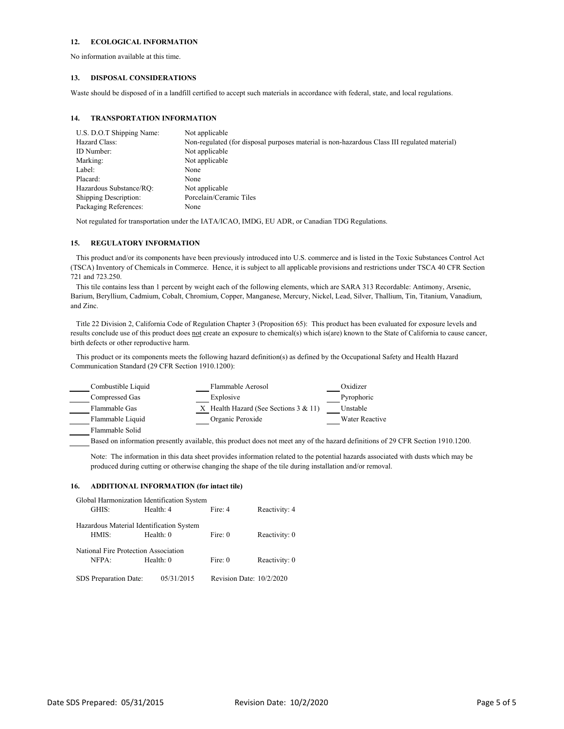## 12. ECOLOGICAL INFORMATION

No information available at this time.

## 13. DISPOSAL CONSIDERATIONS

Waste should be disposed of in a landfill certified to accept such materials in accordance with federal, state, and local regulations.

## 14. TRANSPORTATION INFORMATION

| | |
|---|---|
| U.S. D.O.T Shipping Name: | Not applicable |
| Hazard Class: | Non-regulated (for disposal purposes material is non-hazardous Class III regulated material) |
| ID Number: | Not applicable |
| Marking: | Not applicable |
| Label: | None |
| Placard: | None |
| Hazardous Substance/RQ: | Not applicable |
| Shipping Description: | Porcelain/Ceramic Tiles |
| Packaging References: | None |

Not regulated for transportation under the IATA/ICAO, IMDG, EU ADR, or Canadian TDG Regulations.

## 15. REGULATORY INFORMATION

This product and/or its components have been previously introduced into U.S. commerce and is listed in the Toxic Substances Control Act (TSCA) Inventory of Chemicals in Commerce. Hence, it is subject to all applicable provisions and restrictions under TSCA 40 CFR Section 721 and 723.250.

This tile contains less than 1 percent by weight each of the following elements, which are SARA 313 Recordable: Antimony, Arsenic, Barium, Beryllium, Cadmium, Cobalt, Chromium, Copper, Manganese, Mercury, Nickel, Lead, Silver, Thallium, Tin, Titanium, Vanadium, and Zinc.

Title 22 Division 2, California Code of Regulation Chapter 3 (Proposition 65): This product has been evaluated for exposure levels and results conclude use of this product does not create an exposure to chemical(s) which is(are) known to the State of California to cause cancer, birth defects or other reproductive harm.

This product or its components meets the following hazard definition(s) as defined by the Occupational Safety and Health Hazard Communication Standard (29 CFR Section 1910.1200):

| | | |
|---|---|---|
| ___ Combustible Liquid | ___ Flammable Aerosol | ___ Oxidizer |
| ___ Compressed Gas | ___ Explosive | ___ Pyrophoric |
| ___ Flammable Gas | X Health Hazard (See Sections 3 & 11) | ___ Unstable |
| ___ Flammable Liquid | ___ Organic Peroxide | ___ Water Reactive |
| ___ Flammable Solid | | |

___ Based on information presently available, this product does not meet any of the hazard definitions of 29 CFR Section 1910.1200.

Note: The information in this data sheet provides information related to the potential hazards associated with dusts which may be produced during cutting or otherwise changing the shape of the tile during installation and/or removal.

## 16. ADDITIONAL INFORMATION (for intact tile)

Global Harmonization Identification System

| | | | |
|---|---|---|---|
| GHIS: | Health: 4 | Fire: 4 | Reactivity: 4 |

Hazardous Material Identification System

| | | | |
|---|---|---|---|
| HMIS: | Health: 0 | Fire: 0 | Reactivity: 0 |

National Fire Protection Association

| | | | |
|---|---|---|---|
| NFPA: | Health: 0 | Fire: 0 | Reactivity: 0 |

SDS Preparation Date: 05/31/2015 Revision Date: 10/2/2020